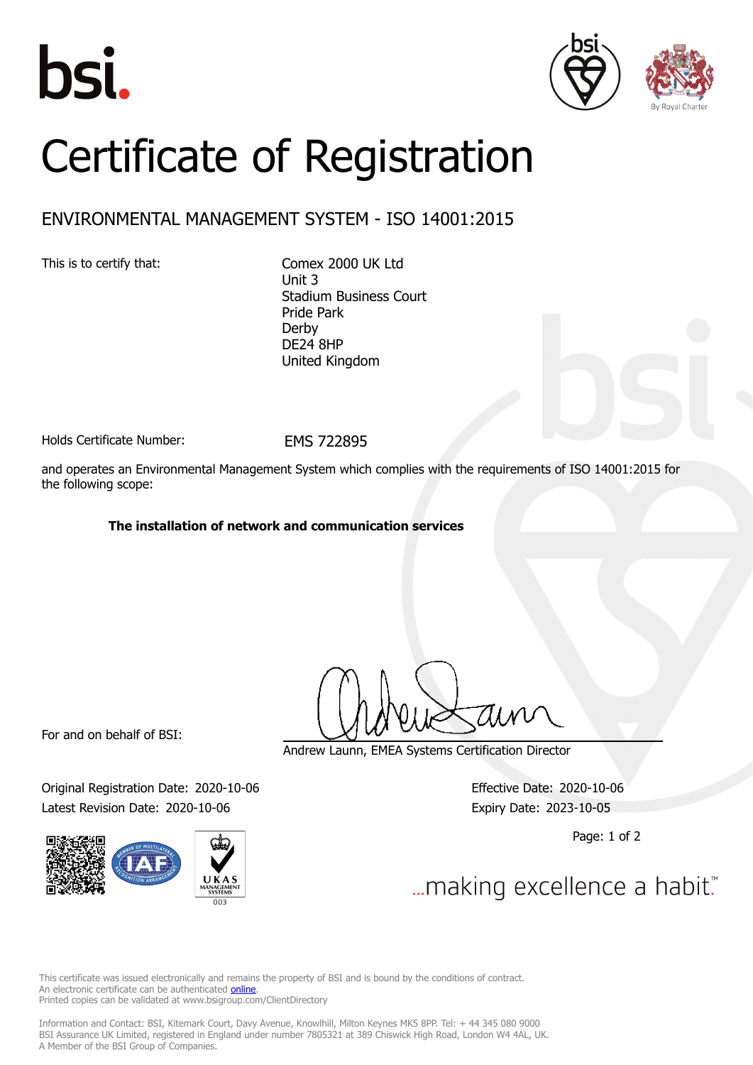# Certificate of Registration

## ENVIRONMENTAL MANAGEMENT SYSTEM - ISO 14001:2015

This is to certify that:

Comex 2000 UK Ltd
Unit 3
Stadium Business Court
Pride Park
Derby
DE24 8HP
United Kingdom

Holds Certificate Number: EMS 722895

and operates an Environmental Management System which complies with the requirements of ISO 14001:2015 for the following scope:

**The installation of network and communication services**

For and on behalf of BSI:

Andrew Launn, EMEA Systems Certification Director

Original Registration Date: 2020-10-06

Latest Revision Date: 2020-10-06

Effective Date: 2020-10-06

Expiry Date: 2023-10-05

...making excellence a habit.™

This certificate was issued electronically and remains the property of BSI and is bound by the conditions of contract.
An electronic certificate can be authenticated online.
Printed copies can be validated at www.bsigroup.com/ClientDirectory

Information and Contact: BSI, Kitemark Court, Davy Avenue, Knowlhill, Milton Keynes MK5 8PP. Tel: + 44 345 080 9000
BSI Assurance UK Limited, registered in England under number 7805321 at 389 Chiswick High Road, London W4 4AL, UK.
A Member of the BSI Group of Companies.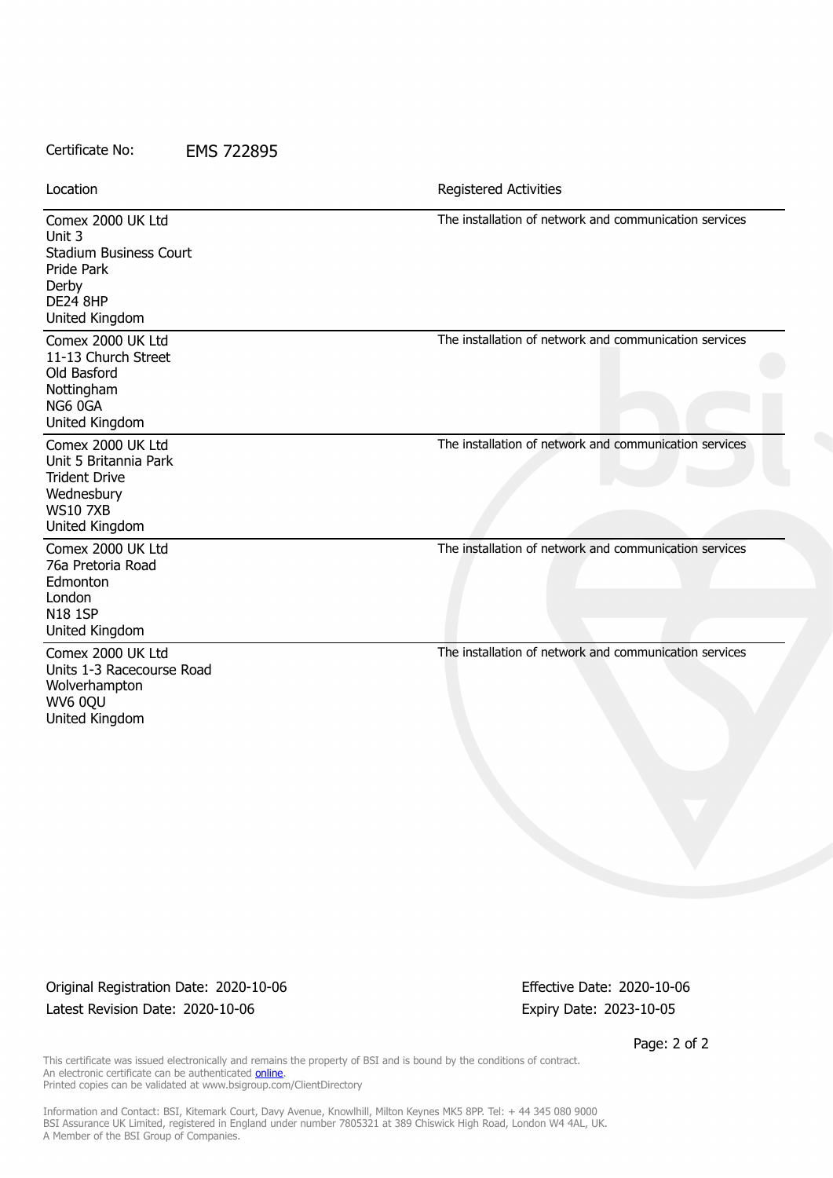Certificate No: EMS 722895

| Location | Registered Activities |
| --- | --- |
| Comex 2000 UK Ltd<br>Unit 3<br>Stadium Business Court<br>Pride Park<br>Derby<br>DE24 8HP<br>United Kingdom | The installation of network and communication services |
| Comex 2000 UK Ltd<br>11-13 Church Street<br>Old Basford<br>Nottingham<br>NG6 0GA<br>United Kingdom | The installation of network and communication services |
| Comex 2000 UK Ltd<br>Unit 5 Britannia Park<br>Trident Drive<br>Wednesbury<br>WS10 7XB<br>United Kingdom | The installation of network and communication services |
| Comex 2000 UK Ltd<br>76a Pretoria Road<br>Edmonton<br>London<br>N18 1SP<br>United Kingdom | The installation of network and communication services |
| Comex 2000 UK Ltd<br>Units 1-3 Racecourse Road<br>Wolverhampton<br>WV6 0QU<br>United Kingdom | The installation of network and communication services |

Original Registration Date: 2020-10-06
Latest Revision Date: 2020-10-06

Effective Date: 2020-10-06
Expiry Date: 2023-10-05

This certificate was issued electronically and remains the property of BSI and is bound by the conditions of contract.
An electronic certificate can be authenticated online.
Printed copies can be validated at www.bsigroup.com/ClientDirectory

Information and Contact: BSI, Kitemark Court, Davy Avenue, Knowlhill, Milton Keynes MK5 8PP. Tel: + 44 345 080 9000
BSI Assurance UK Limited, registered in England under number 7805321 at 389 Chiswick High Road, London W4 4AL, UK.
A Member of the BSI Group of Companies.